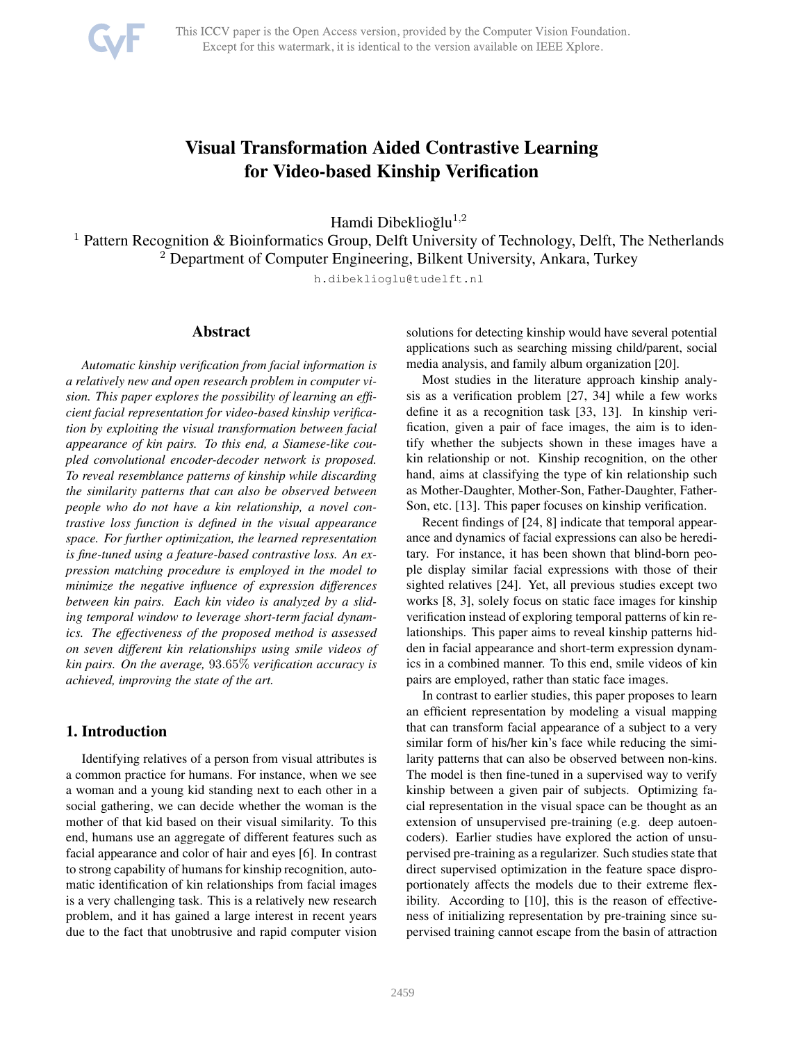# Visual Transformation Aided Contrastive Learning for Video-based Kinship Verification

Hamdi Dibeklioğlu[1,2]

[1] Pattern Recognition & Bioinformatics Group, Delft University of Technology, Delft, The Netherlands
[2] Department of Computer Engineering, Bilkent University, Ankara, Turkey

h.dibeklioglu@tudelft.nl

## Abstract

*Automatic kinship verification from facial information is a relatively new and open research problem in computer vision. This paper explores the possibility of learning an efficient facial representation for video-based kinship verification by exploiting the visual transformation between facial appearance of kin pairs. To this end, a Siamese-like coupled convolutional encoder-decoder network is proposed. To reveal resemblance patterns of kinship while discarding the similarity patterns that can also be observed between people who do not have a kin relationship, a novel contrastive loss function is defined in the visual appearance space. For further optimization, the learned representation is fine-tuned using a feature-based contrastive loss. An expression matching procedure is employed in the model to minimize the negative influence of expression differences between kin pairs. Each kin video is analyzed by a sliding temporal window to leverage short-term facial dynamics. The effectiveness of the proposed method is assessed on seven different kin relationships using smile videos of kin pairs. On the average, 93.65% verification accuracy is achieved, improving the state of the art.*

## 1. Introduction

Identifying relatives of a person from visual attributes is a common practice for humans. For instance, when we see a woman and a young kid standing next to each other in a social gathering, we can decide whether the woman is the mother of that kid based on their visual similarity. To this end, humans use an aggregate of different features such as facial appearance and color of hair and eyes [6]. In contrast to strong capability of humans for kinship recognition, automatic identification of kin relationships from facial images is a very challenging task. This is a relatively new research problem, and it has gained a large interest in recent years due to the fact that unobtrusive and rapid computer vision solutions for detecting kinship would have several potential applications such as searching missing child/parent, social media analysis, and family album organization [20].

Most studies in the literature approach kinship analysis as a verification problem [27, 34] while a few works define it as a recognition task [33, 13]. In kinship verification, given a pair of face images, the aim is to identify whether the subjects shown in these images have a kin relationship or not. Kinship recognition, on the other hand, aims at classifying the type of kin relationship such as Mother-Daughter, Mother-Son, Father-Daughter, Father-Son, etc. [13]. This paper focuses on kinship verification.

Recent findings of [24, 8] indicate that temporal appearance and dynamics of facial expressions can also be hereditary. For instance, it has been shown that blind-born people display similar facial expressions with those of their sighted relatives [24]. Yet, all previous studies except two works [8, 3], solely focus on static face images for kinship verification instead of exploring temporal patterns of kin relationships. This paper aims to reveal kinship patterns hidden in facial appearance and short-term expression dynamics in a combined manner. To this end, smile videos of kin pairs are employed, rather than static face images.

In contrast to earlier studies, this paper proposes to learn an efficient representation by modeling a visual mapping that can transform facial appearance of a subject to a very similar form of his/her kin's face while reducing the similarity patterns that can also be observed between non-kins. The model is then fine-tuned in a supervised way to verify kinship between a given pair of subjects. Optimizing facial representation in the visual space can be thought as an extension of unsupervised pre-training (e.g. deep autoencoders). Earlier studies have explored the action of unsupervised pre-training as a regularizer. Such studies state that direct supervised optimization in the feature space disproportionately affects the models due to their extreme flexibility. According to [10], this is the reason of effectiveness of initializing representation by pre-training since supervised training cannot escape from the basin of attraction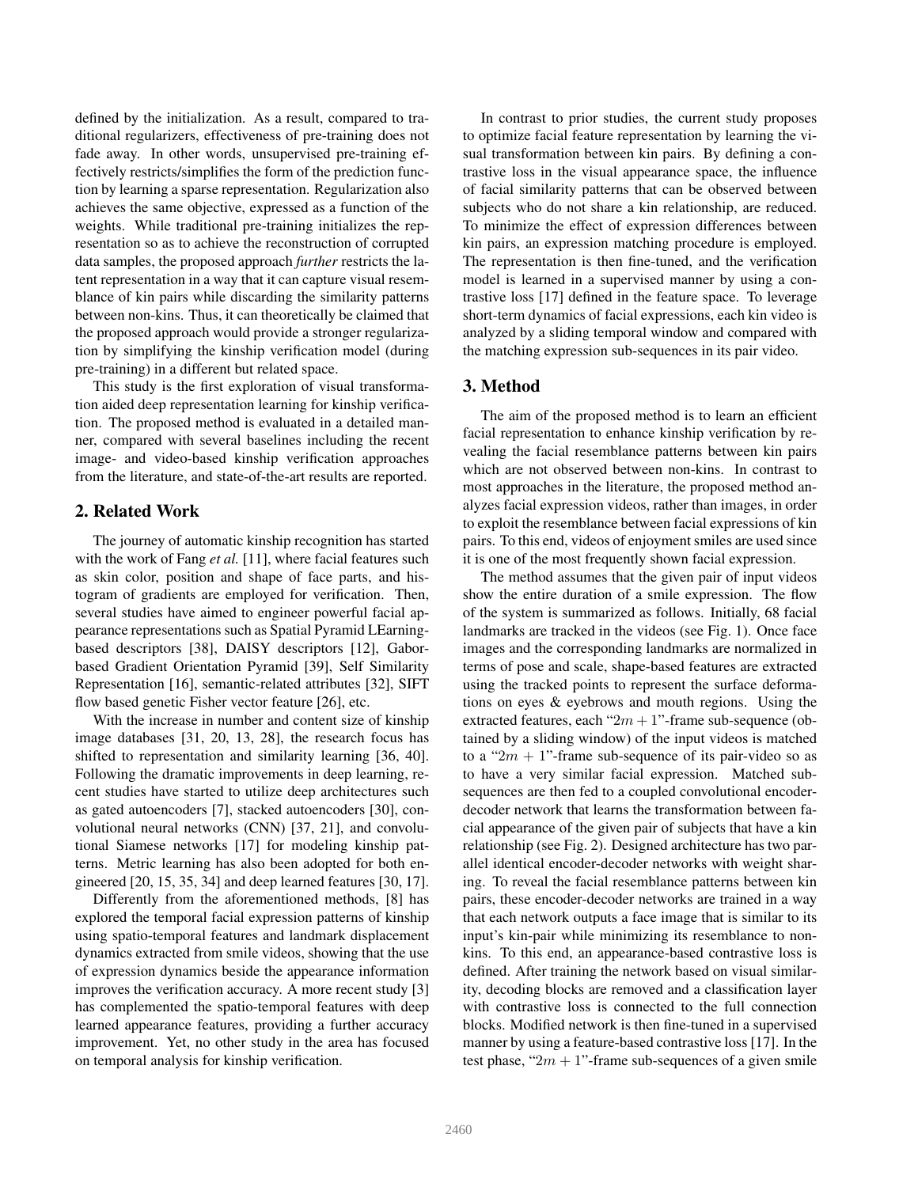defined by the initialization. As a result, compared to traditional regularizers, effectiveness of pre-training does not fade away. In other words, unsupervised pre-training effectively restricts/simplifies the form of the prediction function by learning a sparse representation. Regularization also achieves the same objective, expressed as a function of the weights. While traditional pre-training initializes the representation so as to achieve the reconstruction of corrupted data samples, the proposed approach *further* restricts the latent representation in a way that it can capture visual resemblance of kin pairs while discarding the similarity patterns between non-kins. Thus, it can theoretically be claimed that the proposed approach would provide a stronger regularization by simplifying the kinship verification model (during pre-training) in a different but related space.

This study is the first exploration of visual transformation aided deep representation learning for kinship verification. The proposed method is evaluated in a detailed manner, compared with several baselines including the recent image- and video-based kinship verification approaches from the literature, and state-of-the-art results are reported.

## 2. Related Work

The journey of automatic kinship recognition has started with the work of Fang *et al.* [11], where facial features such as skin color, position and shape of face parts, and histogram of gradients are employed for verification. Then, several studies have aimed to engineer powerful facial appearance representations such as Spatial Pyramid LEarning-based descriptors [38], DAISY descriptors [12], Gabor-based Gradient Orientation Pyramid [39], Self Similarity Representation [16], semantic-related attributes [32], SIFT flow based genetic Fisher vector feature [26], etc.

With the increase in number and content size of kinship image databases [31, 20, 13, 28], the research focus has shifted to representation and similarity learning [36, 40]. Following the dramatic improvements in deep learning, recent studies have started to utilize deep architectures such as gated autoencoders [7], stacked autoencoders [30], convolutional neural networks (CNN) [37, 21], and convolutional Siamese networks [17] for modeling kinship patterns. Metric learning has also been adopted for both engineered [20, 15, 35, 34] and deep learned features [30, 17].

Differently from the aforementioned methods, [8] has explored the temporal facial expression patterns of kinship using spatio-temporal features and landmark displacement dynamics extracted from smile videos, showing that the use of expression dynamics beside the appearance information improves the verification accuracy. A more recent study [3] has complemented the spatio-temporal features with deep learned appearance features, providing a further accuracy improvement. Yet, no other study in the area has focused on temporal analysis for kinship verification.

In contrast to prior studies, the current study proposes to optimize facial feature representation by learning the visual transformation between kin pairs. By defining a contrastive loss in the visual appearance space, the influence of facial similarity patterns that can be observed between subjects who do not share a kin relationship, are reduced. To minimize the effect of expression differences between kin pairs, an expression matching procedure is employed. The representation is then fine-tuned, and the verification model is learned in a supervised manner by using a contrastive loss [17] defined in the feature space. To leverage short-term dynamics of facial expressions, each kin video is analyzed by a sliding temporal window and compared with the matching expression sub-sequences in its pair video.

## 3. Method

The aim of the proposed method is to learn an efficient facial representation to enhance kinship verification by revealing the facial resemblance patterns between kin pairs which are not observed between non-kins. In contrast to most approaches in the literature, the proposed method analyzes facial expression videos, rather than images, in order to exploit the resemblance between facial expressions of kin pairs. To this end, videos of enjoyment smiles are used since it is one of the most frequently shown facial expression.

The method assumes that the given pair of input videos show the entire duration of a smile expression. The flow of the system is summarized as follows. Initially, 68 facial landmarks are tracked in the videos (see Fig. 1). Once face images and the corresponding landmarks are normalized in terms of pose and scale, shape-based features are extracted using the tracked points to represent the surface deformations on eyes & eyebrows and mouth regions. Using the extracted features, each "$2m+1$"-frame sub-sequence (obtained by a sliding window) of the input videos is matched to a "$2m+1$"-frame sub-sequence of its pair-video so as to have a very similar facial expression. Matched sub-sequences are then fed to a coupled convolutional encoder-decoder network that learns the transformation between facial appearance of the given pair of subjects that have a kin relationship (see Fig. 2). Designed architecture has two parallel identical encoder-decoder networks with weight sharing. To reveal the facial resemblance patterns between kin pairs, these encoder-decoder networks are trained in a way that each network outputs a face image that is similar to its input's kin-pair while minimizing its resemblance to non-kins. To this end, an appearance-based contrastive loss is defined. After training the network based on visual similarity, decoding blocks are removed and a classification layer with contrastive loss is connected to the full connection blocks. Modified network is then fine-tuned in a supervised manner by using a feature-based contrastive loss [17]. In the test phase, "$2m+1$"-frame sub-sequences of a given smile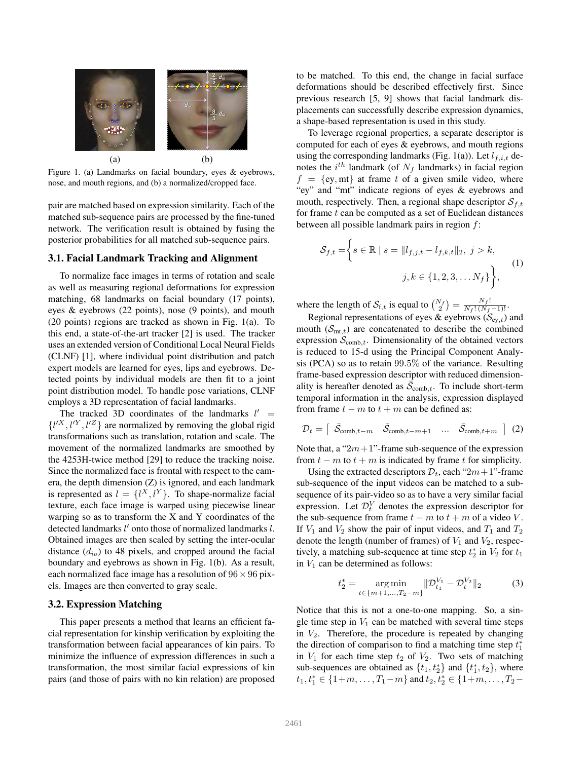Figure 1. (a) Landmarks on facial boundary, eyes & eyebrows, nose, and mouth regions, and (b) a normalized/cropped face.

pair are matched based on expression similarity. Each of the matched sub-sequence pairs are processed by the fine-tuned network. The verification result is obtained by fusing the posterior probabilities for all matched sub-sequence pairs.

### 3.1. Facial Landmark Tracking and Alignment

To normalize face images in terms of rotation and scale as well as measuring regional deformations for expression matching, 68 landmarks on facial boundary (17 points), eyes & eyebrows (22 points), nose (9 points), and mouth (20 points) regions are tracked as shown in Fig. 1(a). To this end, a state-of-the-art tracker [2] is used. The tracker uses an extended version of Conditional Local Neural Fields (CLNF) [1], where individual point distribution and patch expert models are learned for eyes, lips and eyebrows. Detected points by individual models are then fit to a joint point distribution model. To handle pose variations, CLNF employs a 3D representation of facial landmarks.

The tracked 3D coordinates of the landmarks $l' = \{l'^X, l'^Y, l'^Z\}$ are normalized by removing the global rigid transformations such as translation, rotation and scale. The movement of the normalized landmarks are smoothed by the 4253H-twice method [29] to reduce the tracking noise. Since the normalized face is frontal with respect to the camera, the depth dimension (Z) is ignored, and each landmark is represented as $l = \{l^X, l^Y\}$. To shape-normalize facial texture, each face image is warped using piecewise linear warping so as to transform the X and Y coordinates of the detected landmarks $l'$ onto those of normalized landmarks $l$. Obtained images are then scaled by setting the inter-ocular distance ($d_{io}$) to 48 pixels, and cropped around the facial boundary and eyebrows as shown in Fig. 1(b). As a result, each normalized face image has a resolution of $96 \times 96$ pixels. Images are then converted to gray scale.

### 3.2. Expression Matching

This paper presents a method that learns an efficient facial representation for kinship verification by exploiting the transformation between facial appearances of kin pairs. To minimize the influence of expression differences in such a transformation, the most similar facial expressions of kin pairs (and those of pairs with no kin relation) are proposed to be matched. To this end, the change in facial surface deformations should be described effectively first. Since previous research [5, 9] shows that facial landmark displacements can successfully describe expression dynamics, a shape-based representation is used in this study.

To leverage regional properties, a separate descriptor is computed for each of eyes & eyebrows, and mouth regions using the corresponding landmarks (Fig. 1(a)). Let $l_{f,i,t}$ denotes the $i^{th}$ landmark (of $N_f$ landmarks) in facial region $f = \{\text{ey}, \text{mt}\}$ at frame $t$ of a given smile video, where "ey" and "mt" indicate regions of eyes & eyebrows and mouth, respectively. Then, a regional shape descriptor $\mathcal{S}_{f,t}$ for frame $t$ can be computed as a set of Euclidean distances between all possible landmark pairs in region $f$:

$$\mathcal{S}_{f,t} = \Big\{ s \in \mathbb{R} \mid s = \|l_{f,j,t} - l_{f,k,t}\|_2,\ j > k,\ j,k \in \{1,2,3,\dots N_f\} \Big\}, \tag{1}$$

where the length of $\mathcal{S}_{\text{f},t}$ is equal to $\binom{N_f}{2} = \frac{N_f!}{N_f!(N_f-1)!}$.

Regional representations of eyes & eyebrows ($\mathcal{S}_{\text{ey},t}$) and mouth ($\mathcal{S}_{\text{mt},t}$) are concatenated to describe the combined expression $\mathcal{S}_{\text{comb},t}$. Dimensionality of the obtained vectors is reduced to 15-d using the Principal Component Analysis (PCA) so as to retain $99.5\%$ of the variance. Resulting frame-based expression descriptor with reduced dimensionality is hereafter denoted as $\bar{\mathcal{S}}_{\text{comb},t}$. To include short-term temporal information in the analysis, expression displayed from frame $t-m$ to $t+m$ can be defined as:

$$\mathcal{D}_t = \left[\ \bar{\mathcal{S}}_{\text{comb},t-m} \quad \bar{\mathcal{S}}_{\text{comb},t-m+1} \quad \dots \quad \bar{\mathcal{S}}_{\text{comb},t+m}\ \right] \tag{2}$$

Note that, a "$2m+1$"-frame sub-sequence of the expression from $t-m$ to $t+m$ is indicated by frame $t$ for simplicity.

Using the extracted descriptors $\mathcal{D}_t$, each "$2m+1$"-frame sub-sequence of the input videos can be matched to a sub-sequence of its pair-video so as to have a very similar facial expression. Let $\mathcal{D}_t^V$ denotes the expression descriptor for the sub-sequence from frame $t-m$ to $t+m$ of a video $V$. If $V_1$ and $V_2$ show the pair of input videos, and $T_1$ and $T_2$ denote the length (number of frames) of $V_1$ and $V_2$, respectively, a matching sub-sequence at time step $t_2^*$ in $V_2$ for $t_1$ in $V_1$ can be determined as follows:

$$t_2^* = \underset{t \in \{m+1,\dots,T_2-m\}}{\arg\min} \|\mathcal{D}_{t_1}^{V_1} - \mathcal{D}_t^{V_2}\|_2 \tag{3}$$

Notice that this is not a one-to-one mapping. So, a single time step in $V_1$ can be matched with several time steps in $V_2$. Therefore, the procedure is repeated by changing the direction of comparison to find a matching time step $t_1^*$ in $V_1$ for each time step $t_2$ of $V_2$. Two sets of matching sub-sequences are obtained as $\{t_1, t_2^*\}$ and $\{t_1^*, t_2\}$, where $t_1, t_1^* \in \{1+m, \dots, T_1-m\}$ and $t_2, t_2^* \in \{1+m, \dots, T_2-$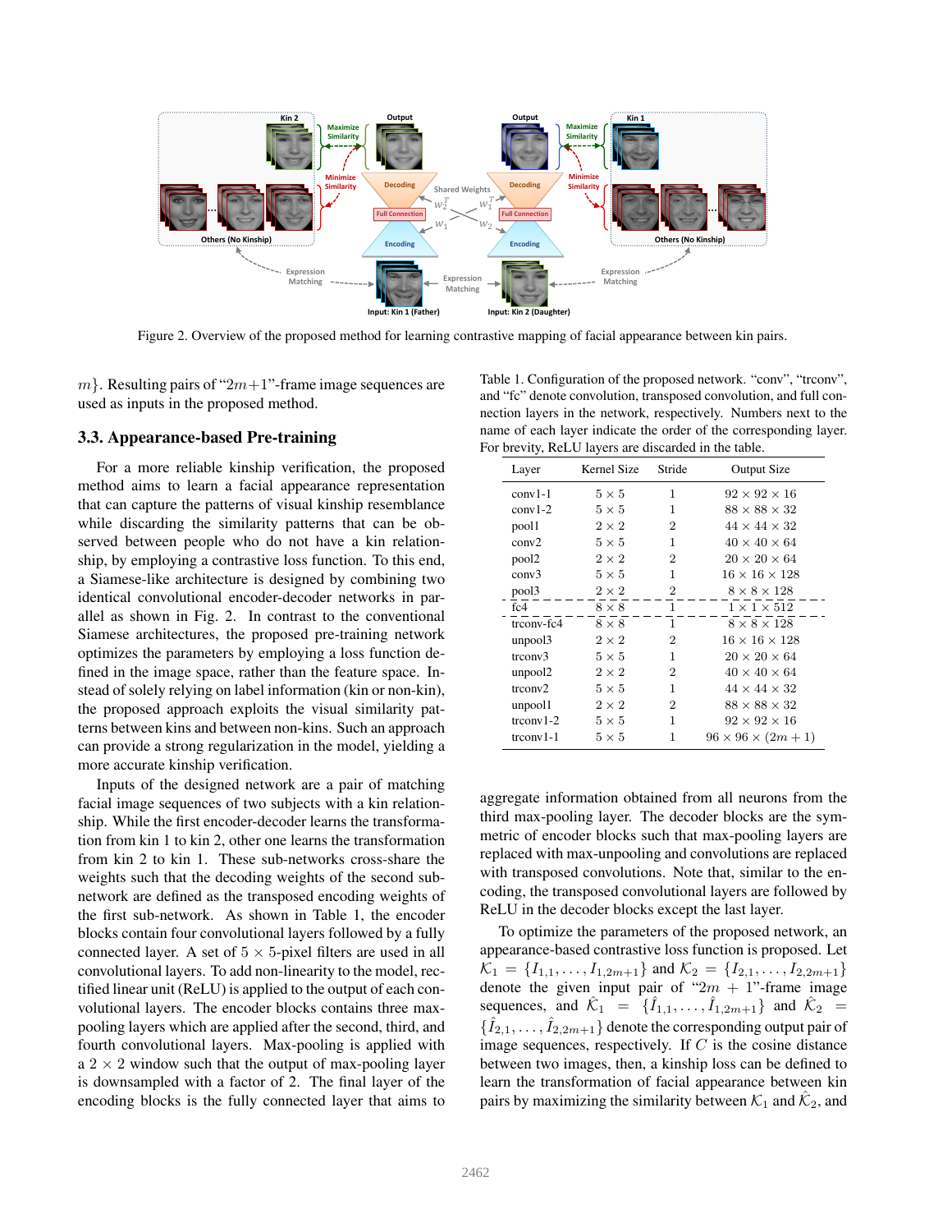Figure 2. Overview of the proposed method for learning contrastive mapping of facial appearance between kin pairs.

$m\}$. Resulting pairs of "$2m+1$"-frame image sequences are used as inputs in the proposed method.

### 3.3. Appearance-based Pre-training

For a more reliable kinship verification, the proposed method aims to learn a facial appearance representation that can capture the patterns of visual kinship resemblance while discarding the similarity patterns that can be observed between people who do not have a kin relationship, by employing a contrastive loss function. To this end, a Siamese-like architecture is designed by combining two identical convolutional encoder-decoder networks in parallel as shown in Fig. 2. In contrast to the conventional Siamese architectures, the proposed pre-training network optimizes the parameters by employing a loss function defined in the image space, rather than the feature space. Instead of solely relying on label information (kin or non-kin), the proposed approach exploits the visual similarity patterns between kins and between non-kins. Such an approach can provide a strong regularization in the model, yielding a more accurate kinship verification.

Inputs of the designed network are a pair of matching facial image sequences of two subjects with a kin relationship. While the first encoder-decoder learns the transformation from kin 1 to kin 2, other one learns the transformation from kin 2 to kin 1. These sub-networks cross-share the weights such that the decoding weights of the second subnetwork are defined as the transposed encoding weights of the first sub-network. As shown in Table 1, the encoder blocks contain four convolutional layers followed by a fully connected layer. A set of $5 \times 5$-pixel filters are used in all convolutional layers. To add non-linearity to the model, rectified linear unit (ReLU) is applied to the output of each convolutional layers. The encoder blocks contains three max-pooling layers which are applied after the second, third, and fourth convolutional layers. Max-pooling is applied with a $2 \times 2$ window such that the output of max-pooling layer is downsampled with a factor of 2. The final layer of the encoding blocks is the fully connected layer that aims to aggregate information obtained from all neurons from the third max-pooling layer. The decoder blocks are the symmetric of encoder blocks such that max-pooling layers are replaced with max-unpooling and convolutions are replaced with transposed convolutions. Note that, similar to the encoding, the transposed convolutional layers are followed by ReLU in the decoder blocks except the last layer.

Table 1. Configuration of the proposed network. "conv", "trconv", and "fc" denote convolution, transposed convolution, and full connection layers in the network, respectively. Numbers next to the name of each layer indicate the order of the corresponding layer. For brevity, ReLU layers are discarded in the table.

| Layer | Kernel Size | Stride | Output Size |
|---|---|---|---|
| conv1-1 | $5 \times 5$ | 1 | $92 \times 92 \times 16$ |
| conv1-2 | $5 \times 5$ | 1 | $88 \times 88 \times 32$ |
| pool1 | $2 \times 2$ | 2 | $44 \times 44 \times 32$ |
| conv2 | $5 \times 5$ | 1 | $40 \times 40 \times 64$ |
| pool2 | $2 \times 2$ | 2 | $20 \times 20 \times 64$ |
| conv3 | $5 \times 5$ | 1 | $16 \times 16 \times 128$ |
| pool3 | $2 \times 2$ | 2 | $8 \times 8 \times 128$ |
| fc4 | $8 \times 8$ | 1 | $1 \times 1 \times 512$ |
| trconv-fc4 | $8 \times 8$ | 1 | $8 \times 8 \times 128$ |
| unpool3 | $2 \times 2$ | 2 | $16 \times 16 \times 128$ |
| trconv3 | $5 \times 5$ | 1 | $20 \times 20 \times 64$ |
| unpool2 | $2 \times 2$ | 2 | $40 \times 40 \times 64$ |
| trconv2 | $5 \times 5$ | 1 | $44 \times 44 \times 32$ |
| unpool1 | $2 \times 2$ | 2 | $88 \times 88 \times 32$ |
| trconv1-2 | $5 \times 5$ | 1 | $92 \times 92 \times 16$ |
| trconv1-1 | $5 \times 5$ | 1 | $96 \times 96 \times (2m+1)$ |

To optimize the parameters of the proposed network, an appearance-based contrastive loss function is proposed. Let $\mathcal{K}_1 = \{I_{1,1}, \ldots, I_{1,2m+1}\}$ and $\mathcal{K}_2 = \{I_{2,1}, \ldots, I_{2,2m+1}\}$ denote the given input pair of "$2m+1$"-frame image sequences, and $\hat{\mathcal{K}}_1 = \{\hat{I}_{1,1}, \ldots, \hat{I}_{1,2m+1}\}$ and $\hat{\mathcal{K}}_2 = \{\hat{I}_{2,1}, \ldots, \hat{I}_{2,2m+1}\}$ denote the corresponding output pair of image sequences, respectively. If $C$ is the cosine distance between two images, then, a kinship loss can be defined to learn the transformation of facial appearance between kin pairs by maximizing the similarity between $\mathcal{K}_1$ and $\hat{\mathcal{K}}_2$, and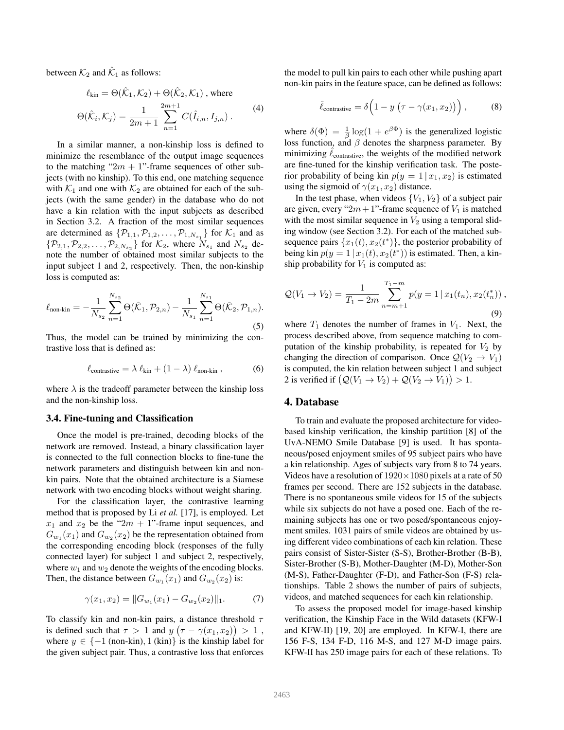between $\mathcal{K}_2$ and $\hat{\mathcal{K}}_1$ as follows:

$$\ell_{\text{kin}} = \Theta(\hat{\mathcal{K}}_1, \mathcal{K}_2) + \Theta(\hat{\mathcal{K}}_2, \mathcal{K}_1) \text{ , where}$$
$$\Theta(\hat{\mathcal{K}}_i, \mathcal{K}_j) = \frac{1}{2m+1} \sum_{n=1}^{2m+1} C(\hat{I}_{i,n}, I_{j,n}) \; . \tag{4}$$

In a similar manner, a non-kinship loss is defined to minimize the resemblance of the output image sequences to the matching "$2m+1$"-frame sequences of other subjects (with no kinship). To this end, one matching sequence with $\mathcal{K}_1$ and one with $\mathcal{K}_2$ are obtained for each of the subjects (with the same gender) in the database who do not have a kin relation with the input subjects as described in Section 3.2. A fraction of the most similar sequences are determined as $\{\mathcal{P}_{1,1}, \mathcal{P}_{1,2}, \ldots, \mathcal{P}_{1,N_{s_1}}\}$ for $\mathcal{K}_1$ and as $\{\mathcal{P}_{2,1}, \mathcal{P}_{2,2}, \ldots, \mathcal{P}_{2,N_{s_2}}\}$ for $\mathcal{K}_2$, where $N_{s_1}$ and $N_{s_2}$ denote the number of obtained most similar subjects to the input subject 1 and 2, respectively. Then, the non-kinship loss is computed as:

$$\ell_{\text{non-kin}} = -\frac{1}{N_{s_2}} \sum_{n=1}^{N_{s_2}} \Theta(\hat{\mathcal{K}}_1, \mathcal{P}_{2,n}) - \frac{1}{N_{s_1}} \sum_{n=1}^{N_{s_1}} \Theta(\hat{\mathcal{K}}_2, \mathcal{P}_{1,n}). \tag{5}$$

Thus, the model can be trained by minimizing the contrastive loss that is defined as:

$$\ell_{\text{contrastive}} = \lambda \, \ell_{\text{kin}} + (1-\lambda) \, \ell_{\text{non-kin}} \; , \tag{6}$$

where $\lambda$ is the tradeoff parameter between the kinship loss and the non-kinship loss.

### 3.4. Fine-tuning and Classification

Once the model is pre-trained, decoding blocks of the network are removed. Instead, a binary classification layer is connected to the full connection blocks to fine-tune the network parameters and distinguish between kin and non-kin pairs. Note that the obtained architecture is a Siamese network with two encoding blocks without weight sharing.

For the classification layer, the contrastive learning method that is proposed by Li *et al.* [17], is employed. Let $x_1$ and $x_2$ be the "$2m+1$"-frame input sequences, and $G_{w_1}(x_1)$ and $G_{w_2}(x_2)$ be the representation obtained from the corresponding encoding block (responses of the fully connected layer) for subject 1 and subject 2, respectively, where $w_1$ and $w_2$ denote the weights of the encoding blocks. Then, the distance between $G_{w_1}(x_1)$ and $G_{w_2}(x_2)$ is:

$$\gamma(x_1, x_2) = \|G_{w_1}(x_1) - G_{w_2}(x_2)\|_1. \tag{7}$$

To classify kin and non-kin pairs, a distance threshold $\tau$ is defined such that $\tau > 1$ and $y\left(\tau - \gamma(x_1, x_2)\right) > 1$, where $y \in \{-1 \text{ (non-kin)}, 1 \text{ (kin)}\}$ is the kinship label for the given subject pair. Thus, a contrastive loss that enforces the model to pull kin pairs to each other while pushing apart non-kin pairs in the feature space, can be defined as follows:

$$\hat{\ell}_{\text{contrastive}} = \delta\Big(1 - y\left(\tau - \gamma(x_1, x_2)\right)\Big) \; , \tag{8}$$

where $\delta(\Phi) = \frac{1}{\beta}\log(1 + e^{\beta\Phi})$ is the generalized logistic loss function, and $\beta$ denotes the sharpness parameter. By minimizing $\hat{\ell}_{\text{contrastive}}$, the weights of the modified network are fine-tuned for the kinship verification task. The posterior probability of being kin $p(y=1 \,|\, x_1, x_2)$ is estimated using the sigmoid of $\gamma(x_1, x_2)$ distance.

In the test phase, when videos $\{V_1, V_2\}$ of a subject pair are given, every "$2m+1$"-frame sequence of $V_1$ is matched with the most similar sequence in $V_2$ using a temporal sliding window (see Section 3.2). For each of the matched subsequence pairs $\{x_1(t), x_2(t^*)\}$, the posterior probability of being kin $p(y=1 \,|\, x_1(t), x_2(t^*))$ is estimated. Then, a kinship probability for $V_1$ is computed as:

$$\mathcal{Q}(V_1 \to V_2) = \frac{1}{T_1 - 2m} \sum_{n=m+1}^{T_1-m} p(y=1 \,|\, x_1(t_n), x_2(t_n^*)) \; , \tag{9}$$

where $T_1$ denotes the number of frames in $V_1$. Next, the process described above, from sequence matching to computation of the kinship probability, is repeated for $V_2$ by changing the direction of comparison. Once $\mathcal{Q}(V_2 \to V_1)$ is computed, the kin relation between subject 1 and subject 2 is verified if $\big(\mathcal{Q}(V_1 \to V_2) + \mathcal{Q}(V_2 \to V_1)\big) > 1$.

## 4. Database

To train and evaluate the proposed architecture for video-based kinship verification, the kinship partition [8] of the UvA-NEMO Smile Database [9] is used. It has spontaneous/posed enjoyment smiles of 95 subject pairs who have a kin relationship. Ages of subjects vary from 8 to 74 years. Videos have a resolution of $1920 \times 1080$ pixels at a rate of 50 frames per second. There are 152 subjects in the database. There is no spontaneous smile videos for 15 of the subjects while six subjects do not have a posed one. Each of the remaining subjects has one or two posed/spontaneous enjoyment smiles. 1031 pairs of smile videos are obtained by using different video combinations of each kin relation. These pairs consist of Sister-Sister (S-S), Brother-Brother (B-B), Sister-Brother (S-B), Mother-Daughter (M-D), Mother-Son (M-S), Father-Daughter (F-D), and Father-Son (F-S) relationships. Table 2 shows the number of pairs of subjects, videos, and matched sequences for each kin relationship.

To assess the proposed model for image-based kinship verification, the Kinship Face in the Wild datasets (KFW-I and KFW-II) [19, 20] are employed. In KFW-I, there are 156 F-S, 134 F-D, 116 M-S, and 127 M-D image pairs. KFW-II has 250 image pairs for each of these relations. To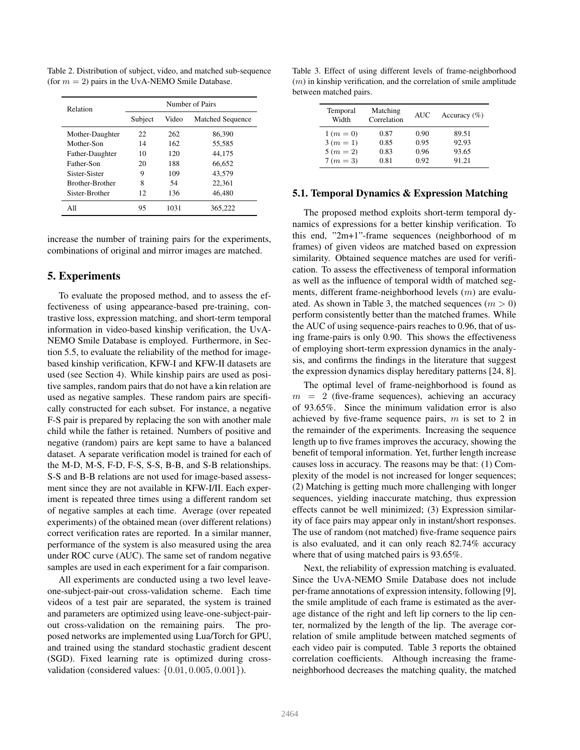Table 2. Distribution of subject, video, and matched sub-sequence (for $m = 2$) pairs in the UvA-NEMO Smile Database.

| Relation | Number of Pairs | | |
|---|---|---|---|
| | Subject | Video | Matched Sequence |
| Mother-Daughter | 22 | 262 | 86,390 |
| Mother-Son | 14 | 162 | 55,585 |
| Father-Daughter | 10 | 120 | 44,175 |
| Father-Son | 20 | 188 | 66,652 |
| Sister-Sister | 9 | 109 | 43,579 |
| Brother-Brother | 8 | 54 | 22,361 |
| Sister-Brother | 12 | 136 | 46,480 |
| All | 95 | 1031 | 365,222 |

increase the number of training pairs for the experiments, combinations of original and mirror images are matched.

## 5. Experiments

To evaluate the proposed method, and to assess the effectiveness of using appearance-based pre-training, contrastive loss, expression matching, and short-term temporal information in video-based kinship verification, the UvA-NEMO Smile Database is employed. Furthermore, in Section 5.5, to evaluate the reliability of the method for image-based kinship verification, KFW-I and KFW-II datasets are used (see Section 4). While kinship pairs are used as positive samples, random pairs that do not have a kin relation are used as negative samples. These random pairs are specifically constructed for each subset. For instance, a negative F-S pair is prepared by replacing the son with another male child while the father is retained. Numbers of positive and negative (random) pairs are kept same to have a balanced dataset. A separate verification model is trained for each of the M-D, M-S, F-D, F-S, S-S, B-B, and S-B relationships. S-S and B-B relations are not used for image-based assessment since they are not available in KFW-I/II. Each experiment is repeated three times using a different random set of negative samples at each time. Average (over repeated experiments) of the obtained mean (over different relations) correct verification rates are reported. In a similar manner, performance of the system is also measured using the area under ROC curve (AUC). The same set of random negative samples are used in each experiment for a fair comparison.

All experiments are conducted using a two level leave-one-subject-pair-out cross-validation scheme. Each time videos of a test pair are separated, the system is trained and parameters are optimized using leave-one-subject-pair-out cross-validation on the remaining pairs. The proposed networks are implemented using Lua/Torch for GPU, and trained using the standard stochastic gradient descent (SGD). Fixed learning rate is optimized during cross-validation (considered values: $\{0.01, 0.005, 0.001\}$).

Table 3. Effect of using different levels of frame-neighborhood ($m$) in kinship verification, and the correlation of smile amplitude between matched pairs.

| Temporal Width | Matching Correlation | AUC | Accuracy (%) |
|---|---|---|---|
| 1 ($m = 0$) | 0.87 | 0.90 | 89.51 |
| 3 ($m = 1$) | 0.85 | 0.95 | 92.93 |
| 5 ($m = 2$) | 0.83 | 0.96 | 93.65 |
| 7 ($m = 3$) | 0.81 | 0.92 | 91.21 |

### 5.1. Temporal Dynamics & Expression Matching

The proposed method exploits short-term temporal dynamics of expressions for a better kinship verification. To this end, "2m+1"-frame sequences (neighborhood of m frames) of given videos are matched based on expression similarity. Obtained sequence matches are used for verification. To assess the effectiveness of temporal information as well as the influence of temporal width of matched segments, different frame-neighborhood levels ($m$) are evaluated. As shown in Table 3, the matched sequences ($m > 0$) perform consistently better than the matched frames. While the AUC of using sequence-pairs reaches to 0.96, that of using frame-pairs is only 0.90. This shows the effectiveness of employing short-term expression dynamics in the analysis, and confirms the findings in the literature that suggest the expression dynamics display hereditary patterns [24, 8].

The optimal level of frame-neighborhood is found as $m = 2$ (five-frame sequences), achieving an accuracy of 93.65%. Since the minimum validation error is also achieved by five-frame sequence pairs, $m$ is set to 2 in the remainder of the experiments. Increasing the sequence length up to five frames improves the accuracy, showing the benefit of temporal information. Yet, further length increase causes loss in accuracy. The reasons may be that: (1) Complexity of the model is not increased for longer sequences; (2) Matching is getting much more challenging with longer sequences, yielding inaccurate matching, thus expression effects cannot be well minimized; (3) Expression similarity of face pairs may appear only in instant/short responses. The use of random (not matched) five-frame sequence pairs is also evaluated, and it can only reach 82.74% accuracy where that of using matched pairs is 93.65%.

Next, the reliability of expression matching is evaluated. Since the UvA-NEMO Smile Database does not include per-frame annotations of expression intensity, following [9], the smile amplitude of each frame is estimated as the average distance of the right and left lip corners to the lip center, normalized by the length of the lip. The average correlation of smile amplitude between matched segments of each video pair is computed. Table 3 reports the obtained correlation coefficients. Although increasing the frame-neighborhood decreases the matching quality, the matched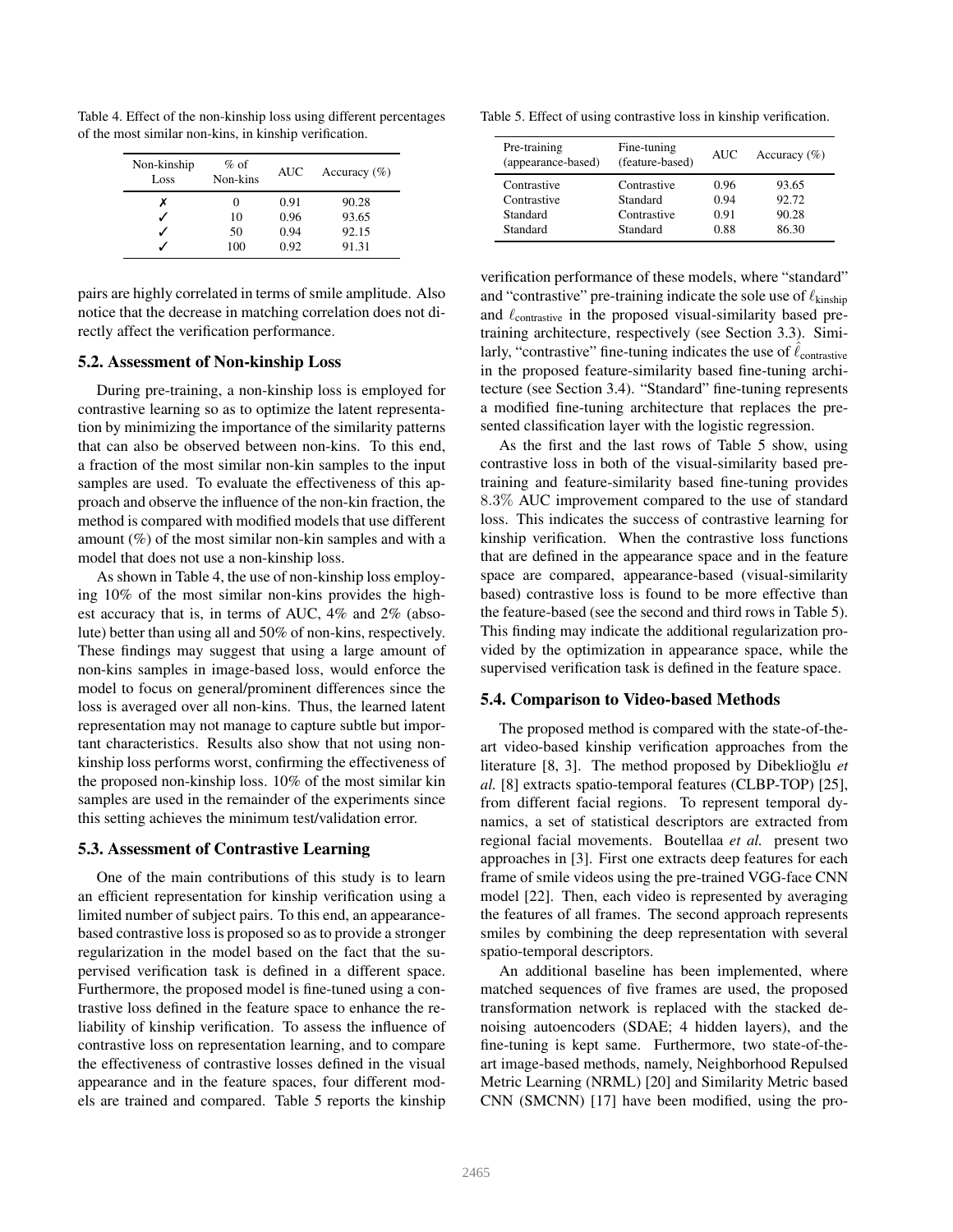Table 4. Effect of the non-kinship loss using different percentages of the most similar non-kins, in kinship verification.

| Non-kinship Loss | % of Non-kins | AUC | Accuracy (%) |
|---|---|---|---|
| ✗ | 0 | 0.91 | 90.28 |
| ✓ | 10 | 0.96 | 93.65 |
| ✓ | 50 | 0.94 | 92.15 |
| ✓ | 100 | 0.92 | 91.31 |

pairs are highly correlated in terms of smile amplitude. Also notice that the decrease in matching correlation does not directly affect the verification performance.

### 5.2. Assessment of Non-kinship Loss

During pre-training, a non-kinship loss is employed for contrastive learning so as to optimize the latent representation by minimizing the importance of the similarity patterns that can also be observed between non-kins. To this end, a fraction of the most similar non-kin samples to the input samples are used. To evaluate the effectiveness of this approach and observe the influence of the non-kin fraction, the method is compared with modified models that use different amount (%) of the most similar non-kin samples and with a model that does not use a non-kinship loss.

As shown in Table 4, the use of non-kinship loss employing 10% of the most similar non-kins provides the highest accuracy that is, in terms of AUC, 4% and 2% (absolute) better than using all and 50% of non-kins, respectively. These findings may suggest that using a large amount of non-kins samples in image-based loss, would enforce the model to focus on general/prominent differences since the loss is averaged over all non-kins. Thus, the learned latent representation may not manage to capture subtle but important characteristics. Results also show that not using non-kinship loss performs worst, confirming the effectiveness of the proposed non-kinship loss. 10% of the most similar kin samples are used in the remainder of the experiments since this setting achieves the minimum test/validation error.

### 5.3. Assessment of Contrastive Learning

One of the main contributions of this study is to learn an efficient representation for kinship verification using a limited number of subject pairs. To this end, an appearance-based contrastive loss is proposed so as to provide a stronger regularization in the model based on the fact that the supervised verification task is defined in a different space. Furthermore, the proposed model is fine-tuned using a contrastive loss defined in the feature space to enhance the reliability of kinship verification. To assess the influence of contrastive loss on representation learning, and to compare the effectiveness of contrastive losses defined in the visual appearance and in the feature spaces, four different models are trained and compared. Table 5 reports the kinship verification performance of these models, where "standard" and "contrastive" pre-training indicate the sole use of $\ell_{\text{kinship}}$ and $\ell_{\text{contrastive}}$ in the proposed visual-similarity based pre-training architecture, respectively (see Section 3.3). Similarly, "contrastive" fine-tuning indicates the use of $\hat{\ell}_{\text{contrastive}}$ in the proposed feature-similarity based fine-tuning architecture (see Section 3.4). "Standard" fine-tuning represents a modified fine-tuning architecture that replaces the presented classification layer with the logistic regression.

Table 5. Effect of using contrastive loss in kinship verification.

| Pre-training (appearance-based) | Fine-tuning (feature-based) | AUC | Accuracy (%) |
|---|---|---|---|
| Contrastive | Contrastive | 0.96 | 93.65 |
| Contrastive | Standard | 0.94 | 92.72 |
| Standard | Contrastive | 0.91 | 90.28 |
| Standard | Standard | 0.88 | 86.30 |

As the first and the last rows of Table 5 show, using contrastive loss in both of the visual-similarity based pre-training and feature-similarity based fine-tuning provides 8.3% AUC improvement compared to the use of standard loss. This indicates the success of contrastive learning for kinship verification. When the contrastive loss functions that are defined in the appearance space and in the feature space are compared, appearance-based (visual-similarity based) contrastive loss is found to be more effective than the feature-based (see the second and third rows in Table 5). This finding may indicate the additional regularization provided by the optimization in appearance space, while the supervised verification task is defined in the feature space.

### 5.4. Comparison to Video-based Methods

The proposed method is compared with the state-of-the-art video-based kinship verification approaches from the literature [8, 3]. The method proposed by Dibeklioğlu *et al.* [8] extracts spatio-temporal features (CLBP-TOP) [25], from different facial regions. To represent temporal dynamics, a set of statistical descriptors are extracted from regional facial movements. Boutellaa *et al.* present two approaches in [3]. First one extracts deep features for each frame of smile videos using the pre-trained VGG-face CNN model [22]. Then, each video is represented by averaging the features of all frames. The second approach represents smiles by combining the deep representation with several spatio-temporal descriptors.

An additional baseline has been implemented, where matched sequences of five frames are used, the proposed transformation network is replaced with the stacked denoising autoencoders (SDAE; 4 hidden layers), and the fine-tuning is kept same. Furthermore, two state-of-the-art image-based methods, namely, Neighborhood Repulsed Metric Learning (NRML) [20] and Similarity Metric based CNN (SMCNN) [17] have been modified, using the pro-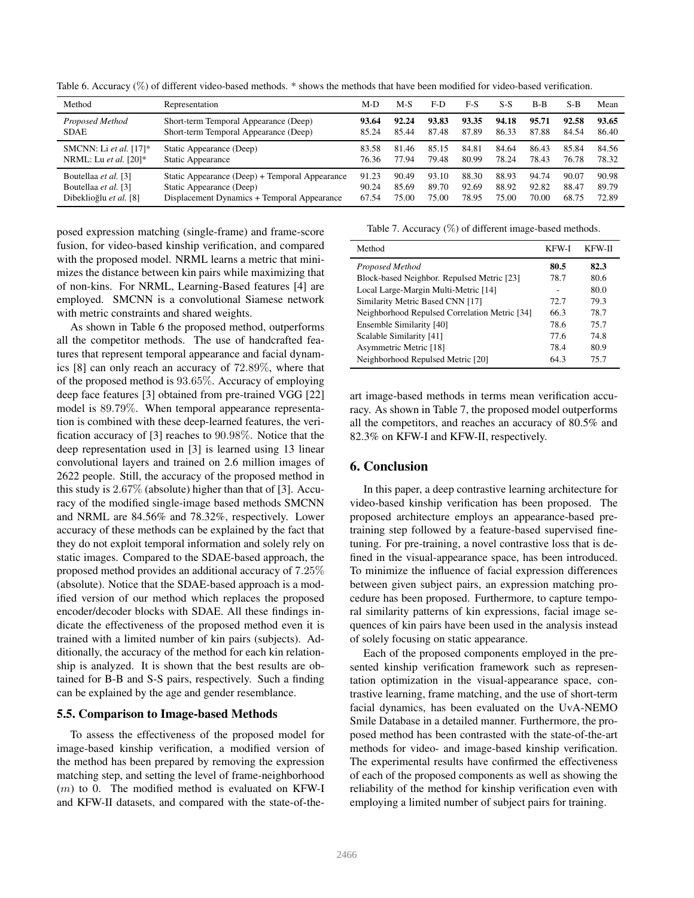Table 6. Accuracy (%) of different video-based methods. * shows the methods that have been modified for video-based verification.

| Method | Representation | M-D | M-S | F-D | F-S | S-S | B-B | S-B | Mean |
|---|---|---|---|---|---|---|---|---|---|
| *Proposed Method* | Short-term Temporal Appearance (Deep) | **93.64** | **92.24** | **93.83** | **93.35** | **94.18** | **95.71** | **92.58** | **93.65** |
| SDAE | Short-term Temporal Appearance (Deep) | 85.24 | 85.44 | 87.48 | 87.89 | 86.33 | 87.88 | 84.54 | 86.40 |
| SMCNN: Li *et al.* [17]* | Static Appearance (Deep) | 83.58 | 81.46 | 85.15 | 84.81 | 84.64 | 86.43 | 85.84 | 84.56 |
| NRML: Lu *et al.* [20]* | Static Appearance | 76.36 | 77.94 | 79.48 | 80.99 | 78.24 | 78.43 | 76.78 | 78.32 |
| Boutellaa *et al.* [3] | Static Appearance (Deep) + Temporal Appearance | 91.23 | 90.49 | 93.10 | 88.30 | 88.93 | 94.74 | 90.07 | 90.98 |
| Boutellaa *et al.* [3] | Static Appearance (Deep) | 90.24 | 85.69 | 89.70 | 92.69 | 88.92 | 92.82 | 88.47 | 89.79 |
| Dibeklioğlu *et al.* [8] | Displacement Dynamics + Temporal Appearance | 67.54 | 75.00 | 75.00 | 78.95 | 75.00 | 70.00 | 68.75 | 72.89 |

posed expression matching (single-frame) and frame-score fusion, for video-based kinship verification, and compared with the proposed model. NRML learns a metric that minimizes the distance between kin pairs while maximizing that of non-kins. For NRML, Learning-Based features [4] are employed. SMCNN is a convolutional Siamese network with metric constraints and shared weights.

As shown in Table 6 the proposed method, outperforms all the competitor methods. The use of handcrafted features that represent temporal appearance and facial dynamics [8] can only reach an accuracy of $72.89\%$, where that of the proposed method is $93.65\%$. Accuracy of employing deep face features [3] obtained from pre-trained VGG [22] model is $89.79\%$. When temporal appearance representation is combined with these deep-learned features, the verification accuracy of [3] reaches to $90.98\%$. Notice that the deep representation used in [3] is learned using 13 linear convolutional layers and trained on 2.6 million images of 2622 people. Still, the accuracy of the proposed method in this study is $2.67\%$ (absolute) higher than that of [3]. Accuracy of the modified single-image based methods SMCNN and NRML are 84.56% and 78.32%, respectively. Lower accuracy of these methods can be explained by the fact that they do not exploit temporal information and solely rely on static images. Compared to the SDAE-based approach, the proposed method provides an additional accuracy of $7.25\%$ (absolute). Notice that the SDAE-based approach is a modified version of our method which replaces the proposed encoder/decoder blocks with SDAE. All these findings indicate the effectiveness of the proposed method even it is trained with a limited number of kin pairs (subjects). Additionally, the accuracy of the method for each kin relationship is analyzed. It is shown that the best results are obtained for B-B and S-S pairs, respectively. Such a finding can be explained by the age and gender resemblance.

### 5.5. Comparison to Image-based Methods

To assess the effectiveness of the proposed model for image-based kinship verification, a modified version of the method has been prepared by removing the expression matching step, and setting the level of frame-neighborhood ($m$) to 0. The modified method is evaluated on KFW-I and KFW-II datasets, and compared with the state-of-the-art image-based methods in terms mean verification accuracy. As shown in Table 7, the proposed model outperforms all the competitors, and reaches an accuracy of 80.5% and 82.3% on KFW-I and KFW-II, respectively.

Table 7. Accuracy (%) of different image-based methods.

| Method | KFW-I | KFW-II |
|---|---|---|
| *Proposed Method* | **80.5** | **82.3** |
| Block-based Neighbor. Repulsed Metric [23] | 78.7 | 80.6 |
| Local Large-Margin Multi-Metric [14] | - | 80.0 |
| Similarity Metric Based CNN [17] | 72.7 | 79.3 |
| Neighborhood Repulsed Correlation Metric [34] | 66.3 | 78.7 |
| Ensemble Similarity [40] | 78.6 | 75.7 |
| Scalable Similarity [41] | 77.6 | 74.8 |
| Asymmetric Metric [18] | 78.4 | 80.9 |
| Neighborhood Repulsed Metric [20] | 64.3 | 75.7 |

## 6. Conclusion

In this paper, a deep contrastive learning architecture for video-based kinship verification has been proposed. The proposed architecture employs an appearance-based pre-training step followed by a feature-based supervised fine-tuning. For pre-training, a novel contrastive loss that is defined in the visual-appearance space, has been introduced. To minimize the influence of facial expression differences between given subject pairs, an expression matching procedure has been proposed. Furthermore, to capture temporal similarity patterns of kin expressions, facial image sequences of kin pairs have been used in the analysis instead of solely focusing on static appearance.

Each of the proposed components employed in the presented kinship verification framework such as representation optimization in the visual-appearance space, contrastive learning, frame matching, and the use of short-term facial dynamics, has been evaluated on the UvA-NEMO Smile Database in a detailed manner. Furthermore, the proposed method has been contrasted with the state-of-the-art methods for video- and image-based kinship verification. The experimental results have confirmed the effectiveness of each of the proposed components as well as showing the reliability of the method for kinship verification even with employing a limited number of subject pairs for training.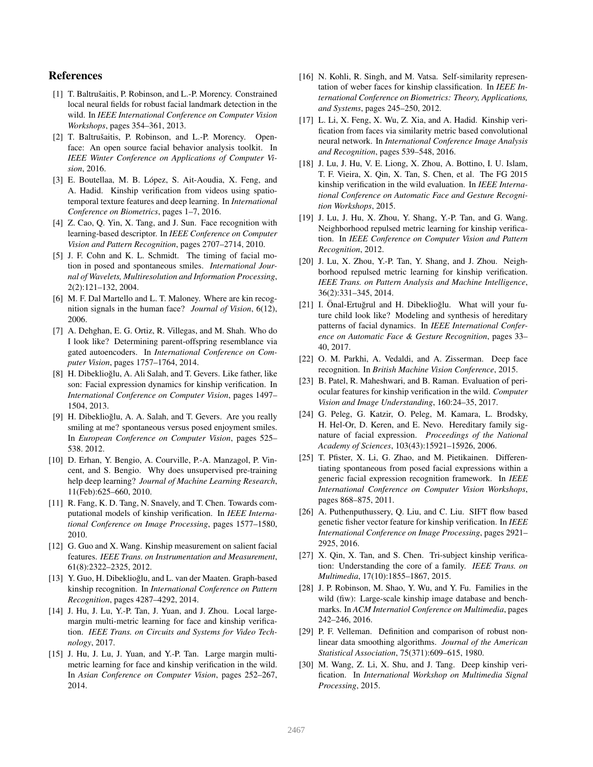## References

[1] T. Baltrušaitis, P. Robinson, and L.-P. Morency. Constrained local neural fields for robust facial landmark detection in the wild. In *IEEE International Conference on Computer Vision Workshops*, pages 354–361, 2013.

[2] T. Baltrušaitis, P. Robinson, and L.-P. Morency. Openface: An open source facial behavior analysis toolkit. In *IEEE Winter Conference on Applications of Computer Vision*, 2016.

[3] E. Boutellaa, M. B. López, S. Ait-Aoudia, X. Feng, and A. Hadid. Kinship verification from videos using spatiotemporal texture features and deep learning. In *International Conference on Biometrics*, pages 1–7, 2016.

[4] Z. Cao, Q. Yin, X. Tang, and J. Sun. Face recognition with learning-based descriptor. In *IEEE Conference on Computer Vision and Pattern Recognition*, pages 2707–2714, 2010.

[5] J. F. Cohn and K. L. Schmidt. The timing of facial motion in posed and spontaneous smiles. *International Journal of Wavelets, Multiresolution and Information Processing*, 2(2):121–132, 2004.

[6] M. F. Dal Martello and L. T. Maloney. Where are kin recognition signals in the human face? *Journal of Vision*, 6(12), 2006.

[7] A. Dehghan, E. G. Ortiz, R. Villegas, and M. Shah. Who do I look like? Determining parent-offspring resemblance via gated autoencoders. In *International Conference on Computer Vision*, pages 1757–1764, 2014.

[8] H. Dibeklioğlu, A. Ali Salah, and T. Gevers. Like father, like son: Facial expression dynamics for kinship verification. In *International Conference on Computer Vision*, pages 1497–1504, 2013.

[9] H. Dibeklioğlu, A. A. Salah, and T. Gevers. Are you really smiling at me? spontaneous versus posed enjoyment smiles. In *European Conference on Computer Vision*, pages 525–538. 2012.

[10] D. Erhan, Y. Bengio, A. Courville, P.-A. Manzagol, P. Vincent, and S. Bengio. Why does unsupervised pre-training help deep learning? *Journal of Machine Learning Research*, 11(Feb):625–660, 2010.

[11] R. Fang, K. D. Tang, N. Snavely, and T. Chen. Towards computational models of kinship verification. In *IEEE International Conference on Image Processing*, pages 1577–1580, 2010.

[12] G. Guo and X. Wang. Kinship measurement on salient facial features. *IEEE Trans. on Instrumentation and Measurement*, 61(8):2322–2325, 2012.

[13] Y. Guo, H. Dibeklioğlu, and L. van der Maaten. Graph-based kinship recognition. In *International Conference on Pattern Recognition*, pages 4287–4292, 2014.

[14] J. Hu, J. Lu, Y.-P. Tan, J. Yuan, and J. Zhou. Local large-margin multi-metric learning for face and kinship verification. *IEEE Trans. on Circuits and Systems for Video Technology*, 2017.

[15] J. Hu, J. Lu, J. Yuan, and Y.-P. Tan. Large margin multi-metric learning for face and kinship verification in the wild. In *Asian Conference on Computer Vision*, pages 252–267, 2014.

[16] N. Kohli, R. Singh, and M. Vatsa. Self-similarity representation of weber faces for kinship classification. In *IEEE International Conference on Biometrics: Theory, Applications, and Systems*, pages 245–250, 2012.

[17] L. Li, X. Feng, X. Wu, Z. Xia, and A. Hadid. Kinship verification from faces via similarity metric based convolutional neural network. In *International Conference Image Analysis and Recognition*, pages 539–548, 2016.

[18] J. Lu, J. Hu, V. E. Liong, X. Zhou, A. Bottino, I. U. Islam, T. F. Vieira, X. Qin, X. Tan, S. Chen, et al. The FG 2015 kinship verification in the wild evaluation. In *IEEE International Conference on Automatic Face and Gesture Recognition Workshops*, 2015.

[19] J. Lu, J. Hu, X. Zhou, Y. Shang, Y.-P. Tan, and G. Wang. Neighborhood repulsed metric learning for kinship verification. In *IEEE Conference on Computer Vision and Pattern Recognition*, 2012.

[20] J. Lu, X. Zhou, Y.-P. Tan, Y. Shang, and J. Zhou. Neighborhood repulsed metric learning for kinship verification. *IEEE Trans. on Pattern Analysis and Machine Intelligence*, 36(2):331–345, 2014.

[21] I. Önal-Ertuğrul and H. Dibeklioğlu. What will your future child look like? Modeling and synthesis of hereditary patterns of facial dynamics. In *IEEE International Conference on Automatic Face & Gesture Recognition*, pages 33–40, 2017.

[22] O. M. Parkhi, A. Vedaldi, and A. Zisserman. Deep face recognition. In *British Machine Vision Conference*, 2015.

[23] B. Patel, R. Maheshwari, and B. Raman. Evaluation of periocular features for kinship verification in the wild. *Computer Vision and Image Understanding*, 160:24–35, 2017.

[24] G. Peleg, G. Katzir, O. Peleg, M. Kamara, L. Brodsky, H. Hel-Or, D. Keren, and E. Nevo. Hereditary family signature of facial expression. *Proceedings of the National Academy of Sciences*, 103(43):15921–15926, 2006.

[25] T. Pfister, X. Li, G. Zhao, and M. Pietikainen. Differentiating spontaneous from posed facial expressions within a generic facial expression recognition framework. In *IEEE International Conference on Computer Vision Workshops*, pages 868–875, 2011.

[26] A. Puthenputhussery, Q. Liu, and C. Liu. SIFT flow based genetic fisher vector feature for kinship verification. In *IEEE International Conference on Image Processing*, pages 2921–2925, 2016.

[27] X. Qin, X. Tan, and S. Chen. Tri-subject kinship verification: Understanding the core of a family. *IEEE Trans. on Multimedia*, 17(10):1855–1867, 2015.

[28] J. P. Robinson, M. Shao, Y. Wu, and Y. Fu. Families in the wild (fiw): Large-scale kinship image database and benchmarks. In *ACM Internatiol Conference on Multimedia*, pages 242–246, 2016.

[29] P. F. Velleman. Definition and comparison of robust nonlinear data smoothing algorithms. *Journal of the American Statistical Association*, 75(371):609–615, 1980.

[30] M. Wang, Z. Li, X. Shu, and J. Tang. Deep kinship verification. In *International Workshop on Multimedia Signal Processing*, 2015.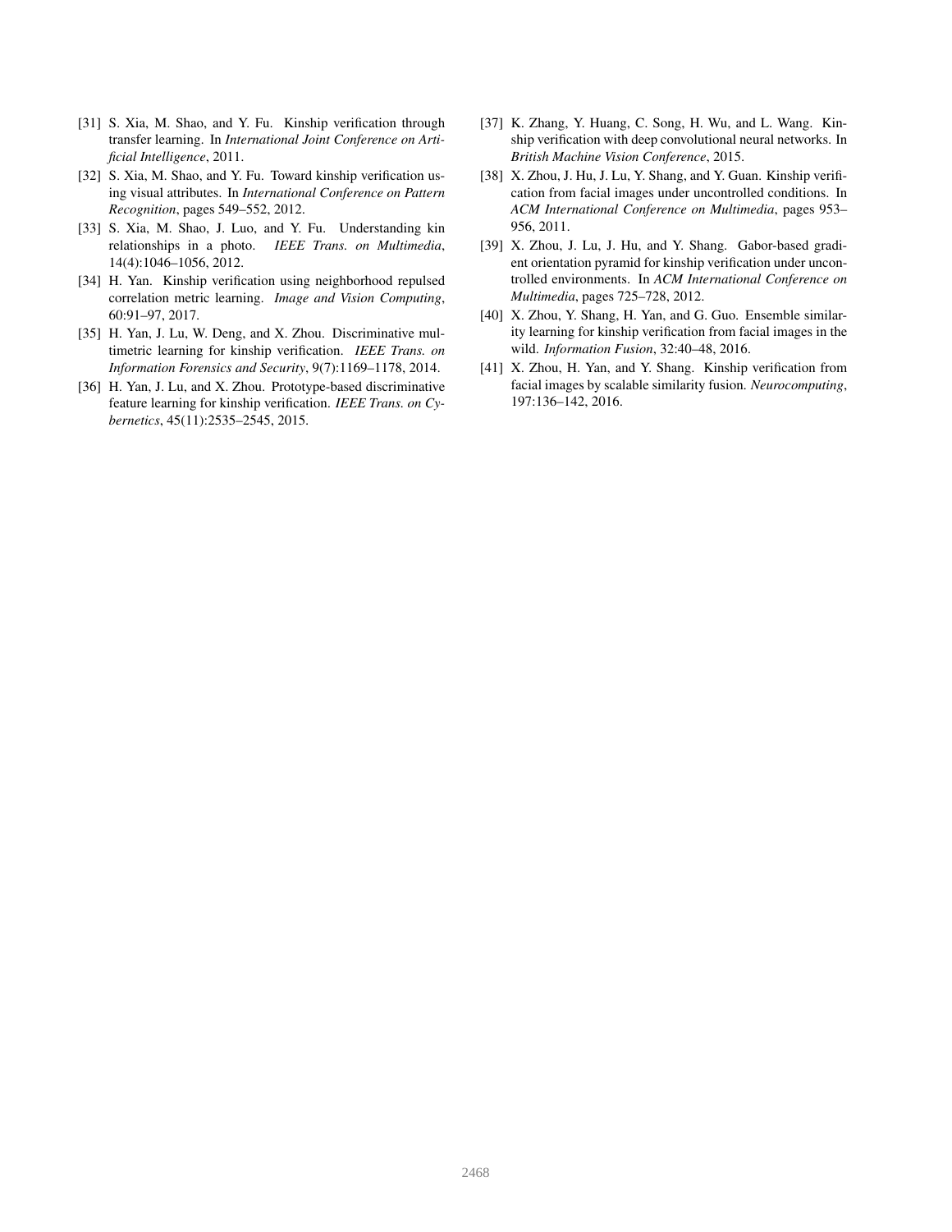[31] S. Xia, M. Shao, and Y. Fu. Kinship verification through transfer learning. In *International Joint Conference on Artificial Intelligence*, 2011.

[32] S. Xia, M. Shao, and Y. Fu. Toward kinship verification using visual attributes. In *International Conference on Pattern Recognition*, pages 549–552, 2012.

[33] S. Xia, M. Shao, J. Luo, and Y. Fu. Understanding kin relationships in a photo. *IEEE Trans. on Multimedia*, 14(4):1046–1056, 2012.

[34] H. Yan. Kinship verification using neighborhood repulsed correlation metric learning. *Image and Vision Computing*, 60:91–97, 2017.

[35] H. Yan, J. Lu, W. Deng, and X. Zhou. Discriminative multimetric learning for kinship verification. *IEEE Trans. on Information Forensics and Security*, 9(7):1169–1178, 2014.

[36] H. Yan, J. Lu, and X. Zhou. Prototype-based discriminative feature learning for kinship verification. *IEEE Trans. on Cybernetics*, 45(11):2535–2545, 2015.

[37] K. Zhang, Y. Huang, C. Song, H. Wu, and L. Wang. Kinship verification with deep convolutional neural networks. In *British Machine Vision Conference*, 2015.

[38] X. Zhou, J. Hu, J. Lu, Y. Shang, and Y. Guan. Kinship verification from facial images under uncontrolled conditions. In *ACM International Conference on Multimedia*, pages 953–956, 2011.

[39] X. Zhou, J. Lu, J. Hu, and Y. Shang. Gabor-based gradient orientation pyramid for kinship verification under uncontrolled environments. In *ACM International Conference on Multimedia*, pages 725–728, 2012.

[40] X. Zhou, Y. Shang, H. Yan, and G. Guo. Ensemble similarity learning for kinship verification from facial images in the wild. *Information Fusion*, 32:40–48, 2016.

[41] X. Zhou, H. Yan, and Y. Shang. Kinship verification from facial images by scalable similarity fusion. *Neurocomputing*, 197:136–142, 2016.